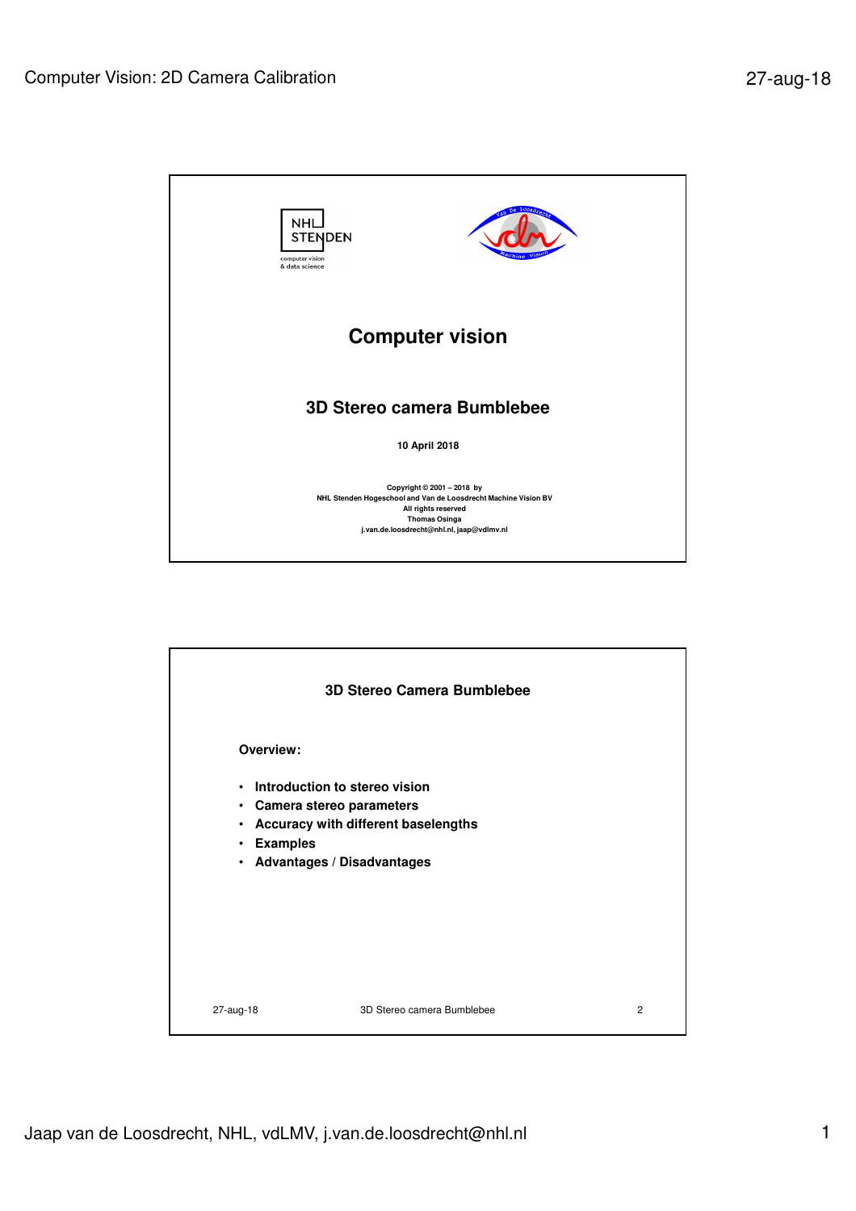# Computer vision

## 3D Stereo camera Bumblebee

**10 April 2018**

Copyright © 2001 – 2018 by
NHL Stenden Hogeschool and Van de Loosdrecht Machine Vision BV
All rights reserved
Thomas Osinga
j.van.de.loosdrecht@nhl.nl, jaap@vdlmv.nl

## 3D Stereo Camera Bumblebee

**Overview:**

- Introduction to stereo vision
- Camera stereo parameters
- Accuracy with different baselengths
- Examples
- Advantages / Disadvantages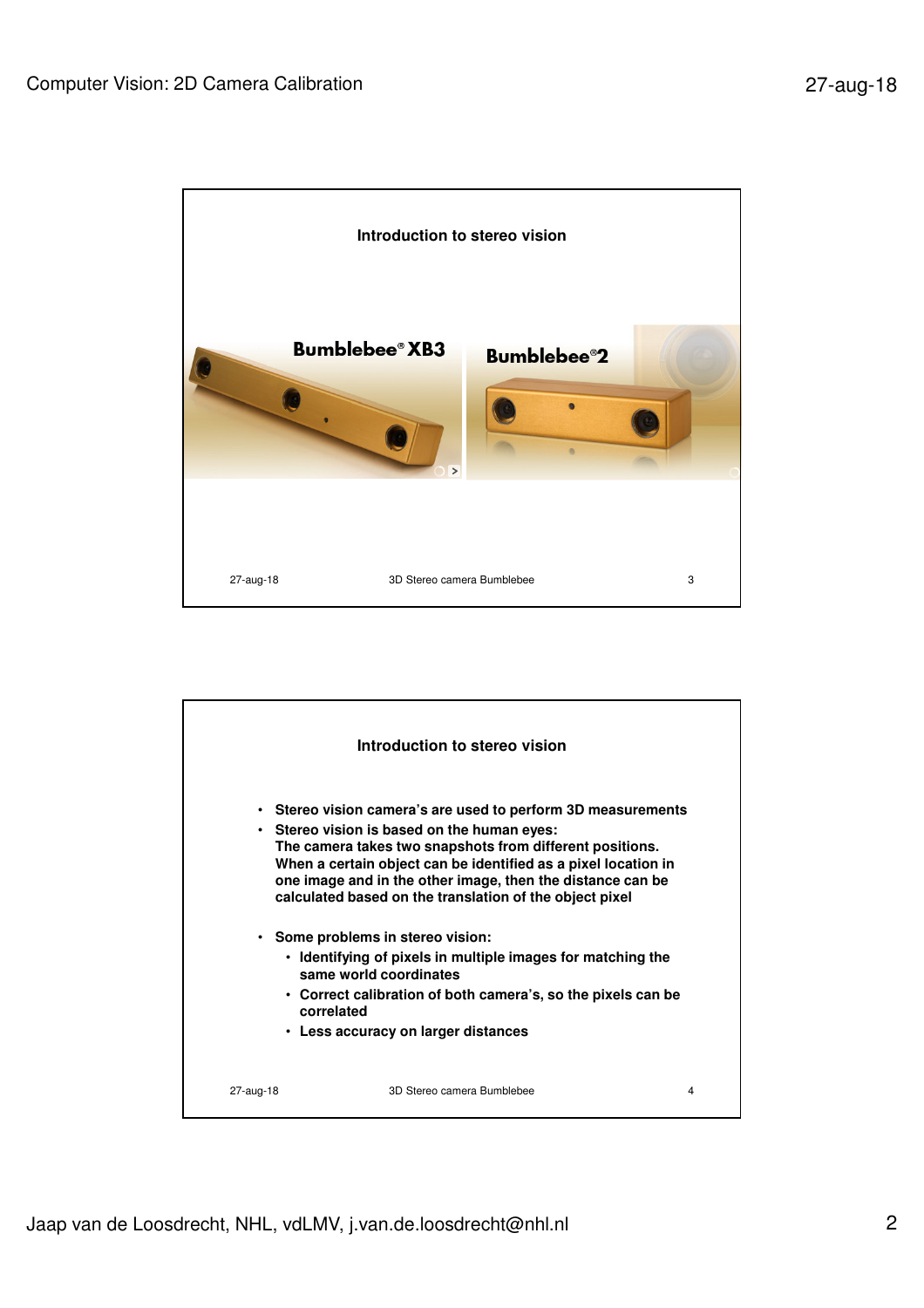## Introduction to stereo vision

Bumblebee® XB3

Bumblebee®2

## Introduction to stereo vision

- **Stereo vision camera's are used to perform 3D measurements**
- **Stereo vision is based on the human eyes:**
  **The camera takes two snapshots from different positions. When a certain object can be identified as a pixel location in one image and in the other image, then the distance can be calculated based on the translation of the object pixel**

- **Some problems in stereo vision:**
  - **Identifying of pixels in multiple images for matching the same world coordinates**
  - **Correct calibration of both camera's, so the pixels can be correlated**
  - **Less accuracy on larger distances**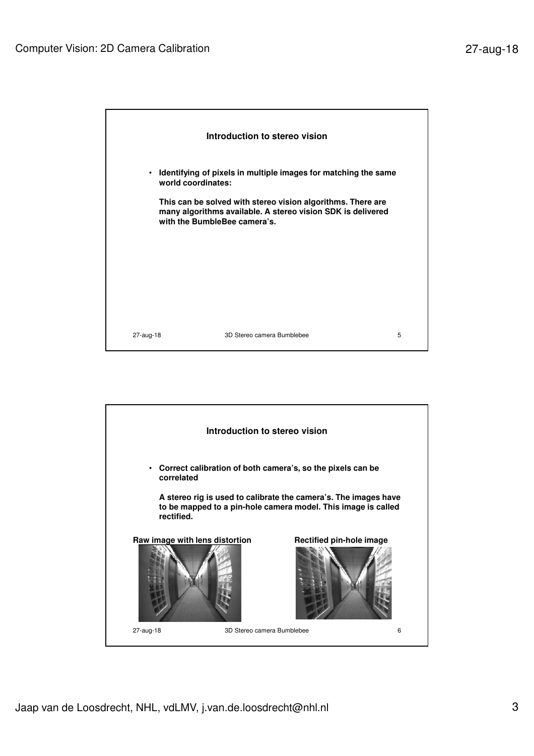## Introduction to stereo vision

- **Identifying of pixels in multiple images for matching the same world coordinates:**

  **This can be solved with stereo vision algorithms. There are many algorithms available. A stereo vision SDK is delivered with the BumbleBee camera's.**

## Introduction to stereo vision

- **Correct calibration of both camera's, so the pixels can be correlated**

  **A stereo rig is used to calibrate the camera's. The images have to be mapped to a pin-hole camera model. This image is called rectified.**

**Raw image with lens distortion**

**Rectified pin-hole image**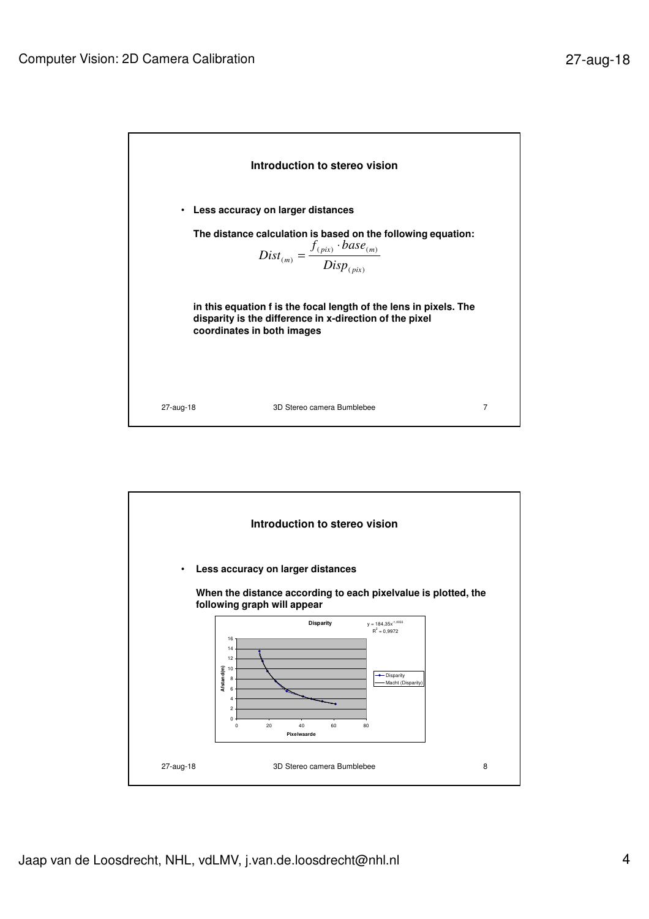## Introduction to stereo vision

- **Less accuracy on larger distances**

**The distance calculation is based on the following equation:**

$$Dist_{(m)} = \frac{f_{(pix)} \cdot base_{(m)}}{Disp_{(pix)}}$$

**in this equation f is the focal length of the lens in pixels. The disparity is the difference in x-direction of the pixel coordinates in both images**

## Introduction to stereo vision

- **Less accuracy on larger distances**

**When the distance according to each pixelvalue is plotted, the following graph will appear**

Disparity

$y = 184,35x^{-1,0033}$

$R^2 = 0,9972$

Afstand(m)

Pixelwaarde

Disparity

Macht (Disparity)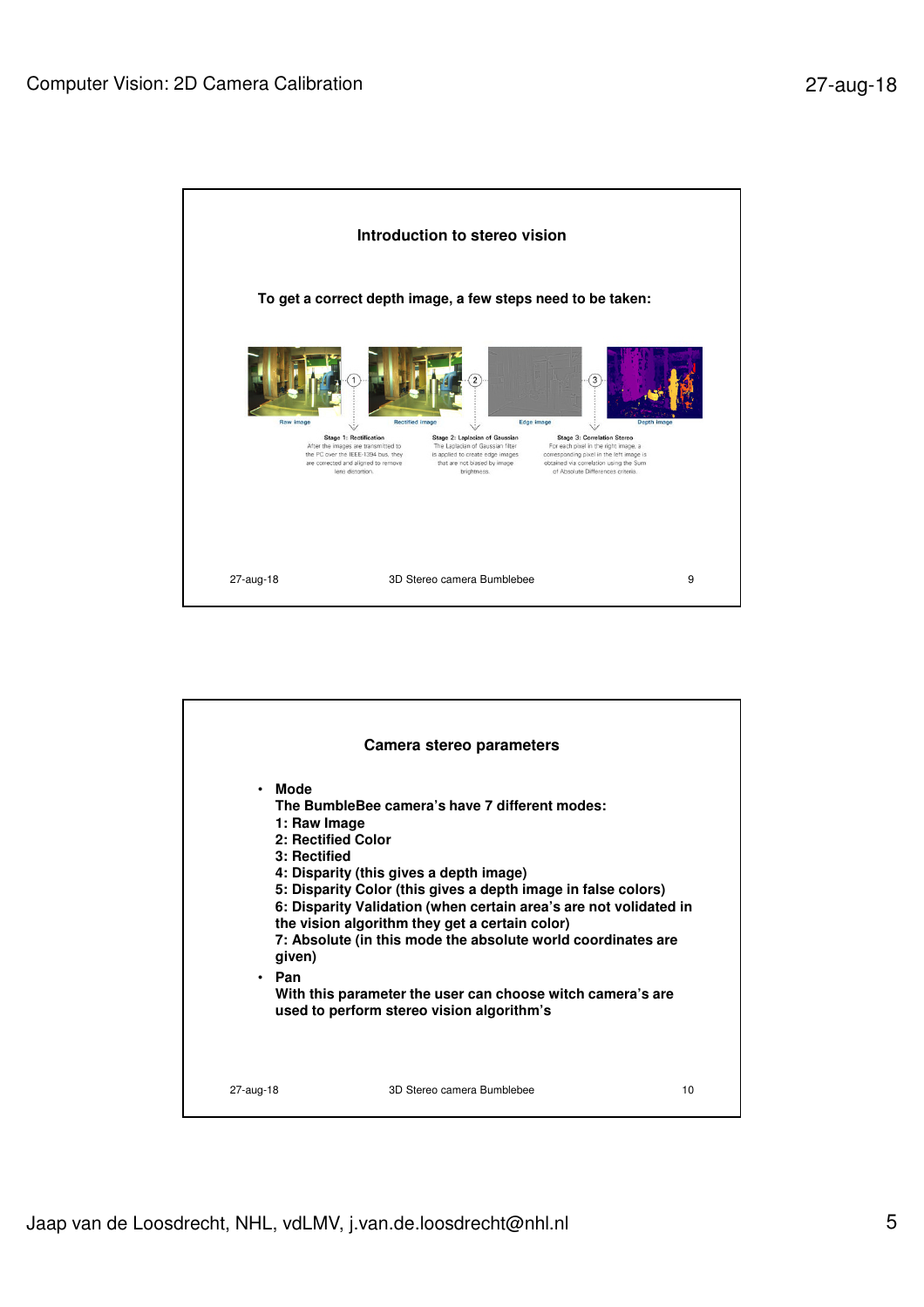## Introduction to stereo vision

**To get a correct depth image, a few steps need to be taken:**

Raw image → Rectified image → Edge image → Depth image

**Stage 1: Rectification**
After the images are transmitted to the PC over the IEEE-1394 bus, they are corrected and aligned to remove lens distortion.

**Stage 2: Laplacian of Gaussian**
The Laplacian of Gaussian filter is applied to create edge images that are not biased by image brightness.

**Stage 3: Correlation Stereo**
For each pixel in the right image, a corresponding pixel in the left image is obtained via correlation using the Sum of Absolute Differences criteria.

27-aug-18 — 3D Stereo camera Bumblebee — 9

## Camera stereo parameters

- **Mode**
  **The BumbleBee camera's have 7 different modes:**
  **1: Raw Image**
  **2: Rectified Color**
  **3: Rectified**
  **4: Disparity (this gives a depth image)**
  **5: Disparity Color (this gives a depth image in false colors)**
  **6: Disparity Validation (when certain area's are not validated in the vision algorithm they get a certain color)**
  **7: Absolute (in this mode the absolute world coordinates are given)**
- **Pan**
  **With this parameter the user can choose witch camera's are used to perform stereo vision algorithm's**

27-aug-18 — 3D Stereo camera Bumblebee — 10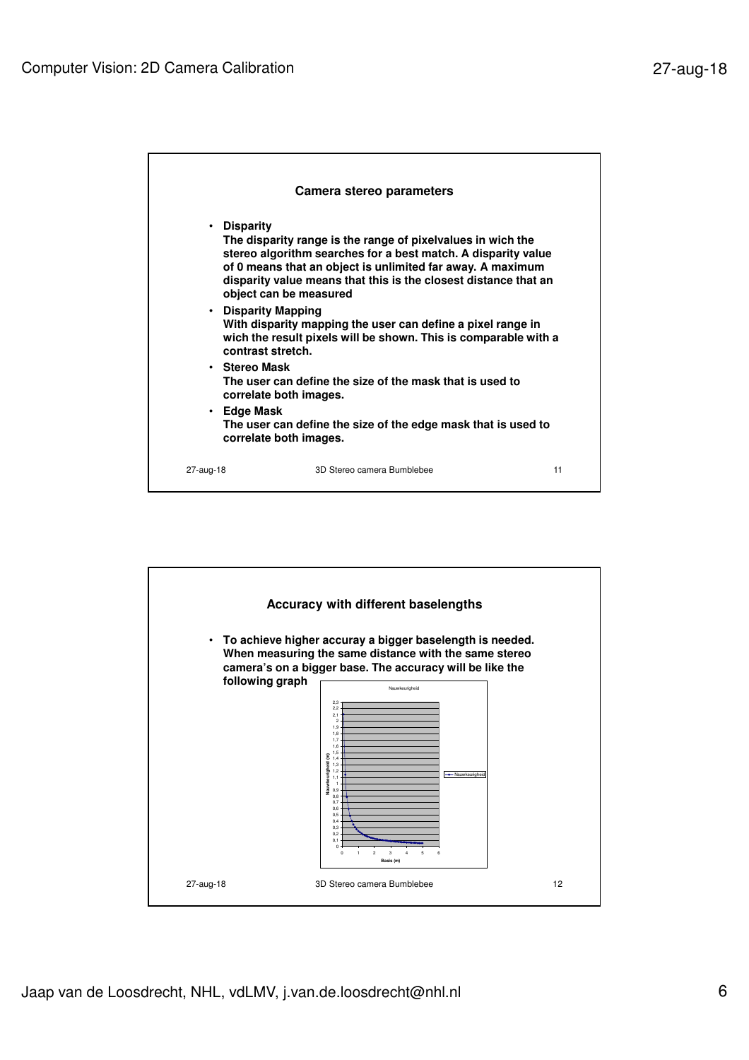## Camera stereo parameters

- **Disparity**
  **The disparity range is the range of pixelvalues in wich the stereo algorithm searches for a best match. A disparity value of 0 means that an object is unlimited far away. A maximum disparity value means that this is the closest distance that an object can be measured**
- **Disparity Mapping**
  **With disparity mapping the user can define a pixel range in wich the result pixels will be shown. This is comparable with a contrast stretch.**
- **Stereo Mask**
  **The user can define the size of the mask that is used to correlate both images.**
- **Edge Mask**
  **The user can define the size of the edge mask that is used to correlate both images.**

27-aug-18 3D Stereo camera Bumblebee 11

## Accuracy with different baselengths

- **To achieve higher accuray a bigger baselength is needed. When measuring the same distance with the same stereo camera's on a bigger base. The accuracy will be like the following graph**

Nauwkeurigheid

Nauwkeurigheid (m) / Basis (m)

27-aug-18 3D Stereo camera Bumblebee 12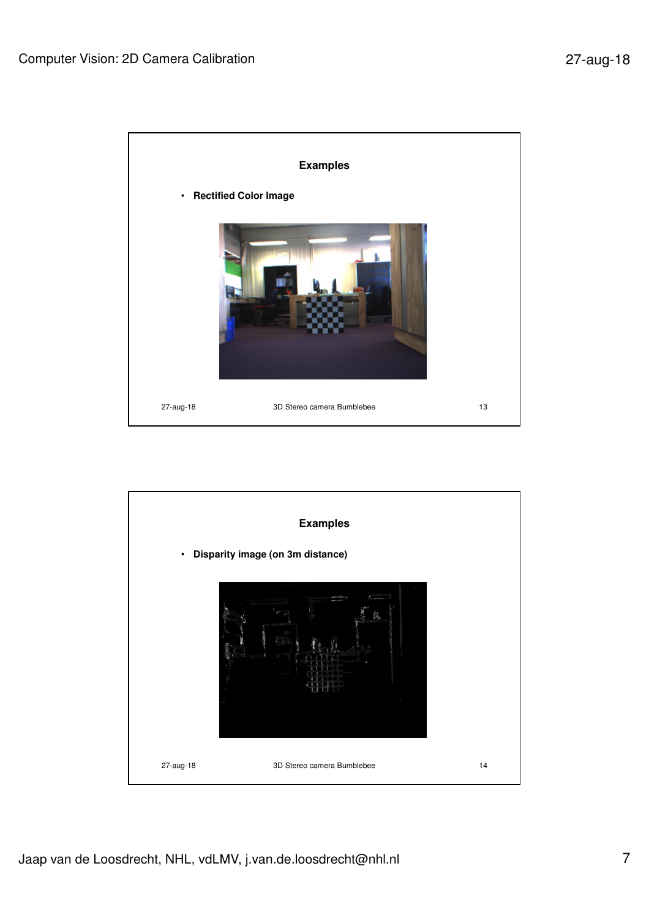## Examples

- **Rectified Color Image**

27-aug-18 3D Stereo camera Bumblebee 13

## Examples

- **Disparity image (on 3m distance)**

27-aug-18 3D Stereo camera Bumblebee 14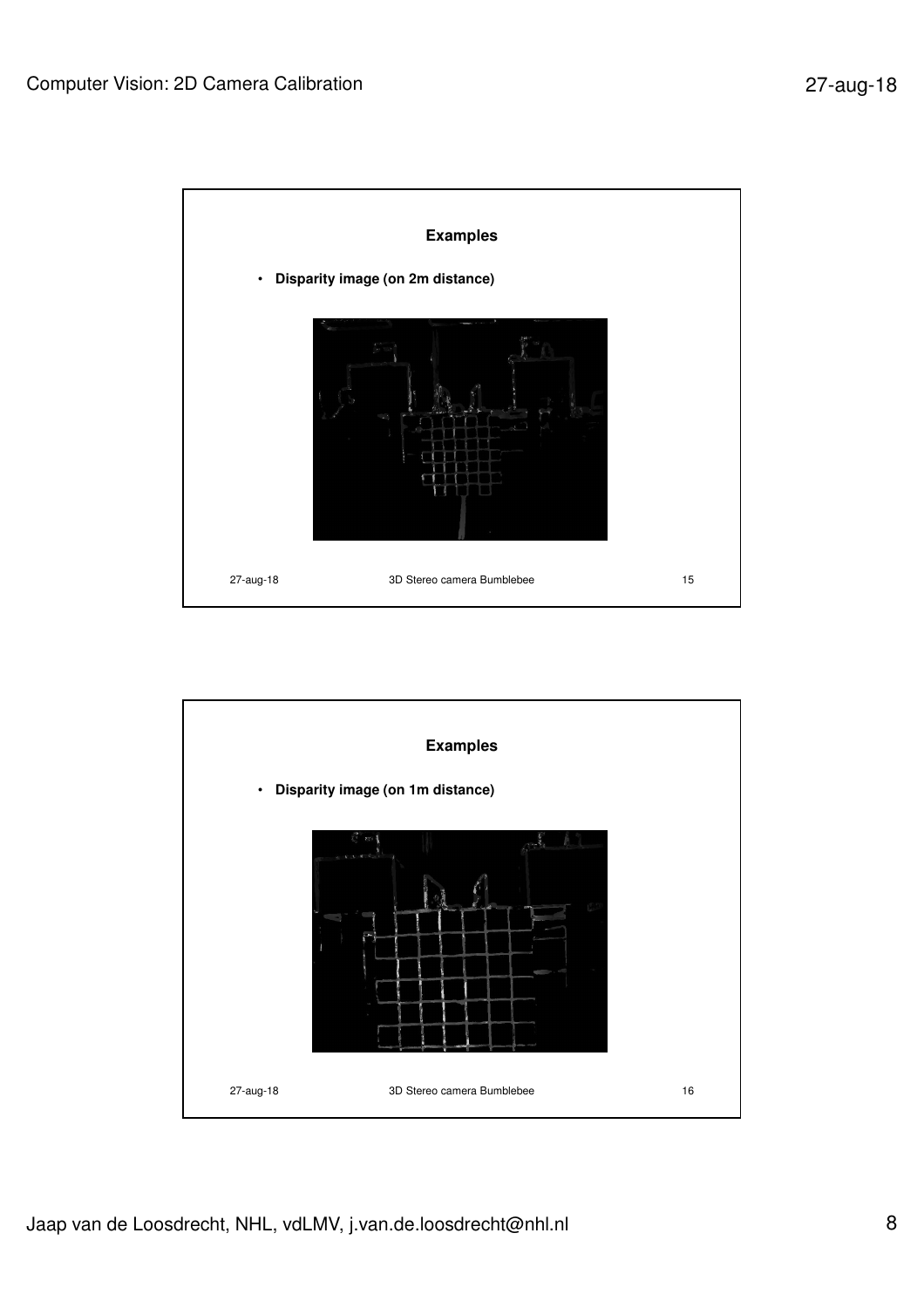## Examples

- **Disparity image (on 2m distance)**

27-aug-18 3D Stereo camera Bumblebee 15

## Examples

- **Disparity image (on 1m distance)**

27-aug-18 3D Stereo camera Bumblebee 16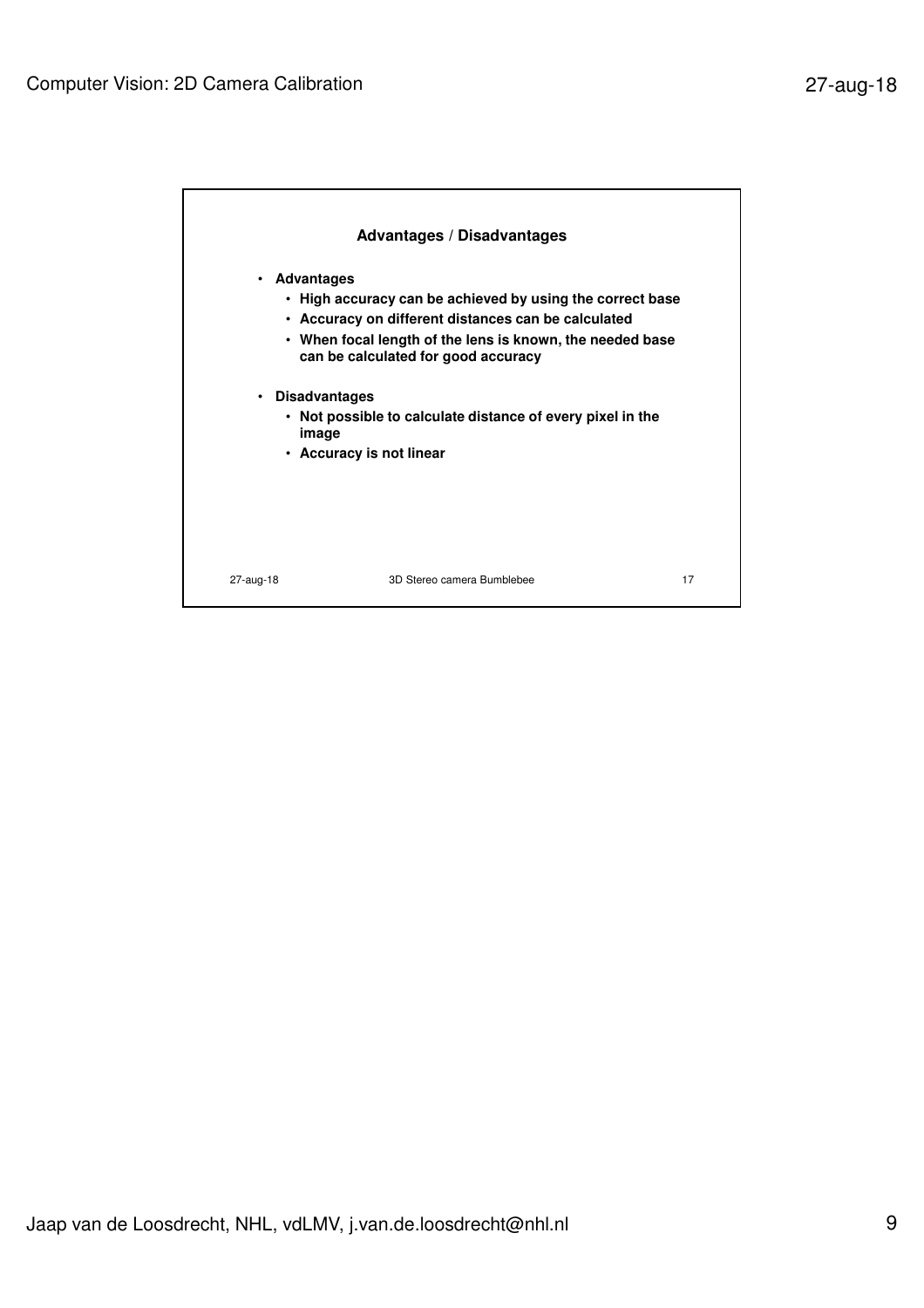## Advantages / Disadvantages

- **Advantages**
  - **High accuracy can be achieved by using the correct base**
  - **Accuracy on different distances can be calculated**
  - **When focal length of the lens is known, the needed base can be calculated for good accuracy**
- **Disadvantages**
  - **Not possible to calculate distance of every pixel in the image**
  - **Accuracy is not linear**

27-aug-18 3D Stereo camera Bumblebee 17